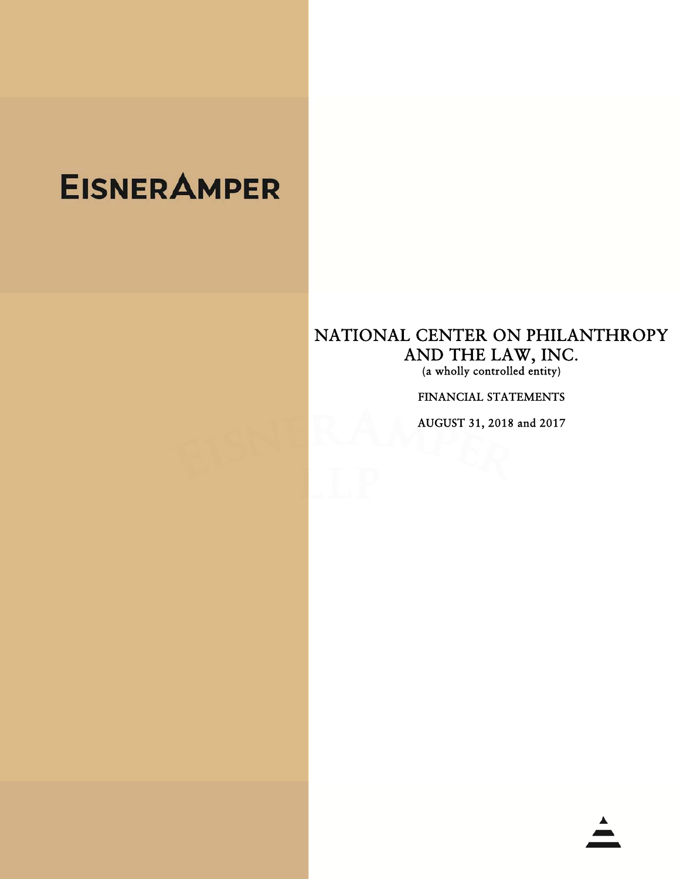EISNERAMPER

# NATIONAL CENTER ON PHILANTHROPY AND THE LAW, INC.

(a wholly controlled entity)

FINANCIAL STATEMENTS

AUGUST 31, 2018 and 2017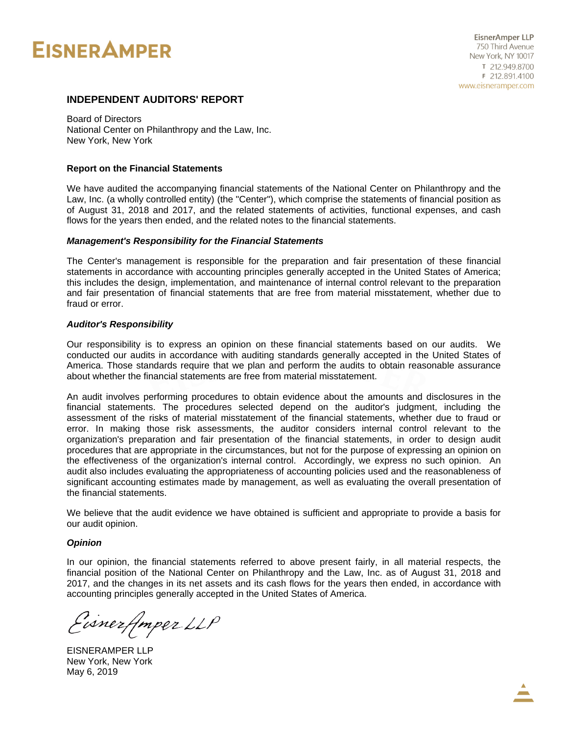EISNERAMPER

EisnerAmper LLP
750 Third Avenue
New York, NY 10017
T 212.949.8700
F 212.891.4100
www.eisneramper.com

## INDEPENDENT AUDITORS' REPORT

Board of Directors
National Center on Philanthropy and the Law, Inc.
New York, New York

### Report on the Financial Statements

We have audited the accompanying financial statements of the National Center on Philanthropy and the Law, Inc. (a wholly controlled entity) (the "Center"), which comprise the statements of financial position as of August 31, 2018 and 2017, and the related statements of activities, functional expenses, and cash flows for the years then ended, and the related notes to the financial statements.

#### *Management's Responsibility for the Financial Statements*

The Center's management is responsible for the preparation and fair presentation of these financial statements in accordance with accounting principles generally accepted in the United States of America; this includes the design, implementation, and maintenance of internal control relevant to the preparation and fair presentation of financial statements that are free from material misstatement, whether due to fraud or error.

#### *Auditor's Responsibility*

Our responsibility is to express an opinion on these financial statements based on our audits. We conducted our audits in accordance with auditing standards generally accepted in the United States of America. Those standards require that we plan and perform the audits to obtain reasonable assurance about whether the financial statements are free from material misstatement.

An audit involves performing procedures to obtain evidence about the amounts and disclosures in the financial statements. The procedures selected depend on the auditor's judgment, including the assessment of the risks of material misstatement of the financial statements, whether due to fraud or error. In making those risk assessments, the auditor considers internal control relevant to the organization's preparation and fair presentation of the financial statements, in order to design audit procedures that are appropriate in the circumstances, but not for the purpose of expressing an opinion on the effectiveness of the organization's internal control. Accordingly, we express no such opinion. An audit also includes evaluating the appropriateness of accounting policies used and the reasonableness of significant accounting estimates made by management, as well as evaluating the overall presentation of the financial statements.

We believe that the audit evidence we have obtained is sufficient and appropriate to provide a basis for our audit opinion.

#### *Opinion*

In our opinion, the financial statements referred to above present fairly, in all material respects, the financial position of the National Center on Philanthropy and the Law, Inc. as of August 31, 2018 and 2017, and the changes in its net assets and its cash flows for the years then ended, in accordance with accounting principles generally accepted in the United States of America.

EisnerAmper LLP

EISNERAMPER LLP
New York, New York
May 6, 2019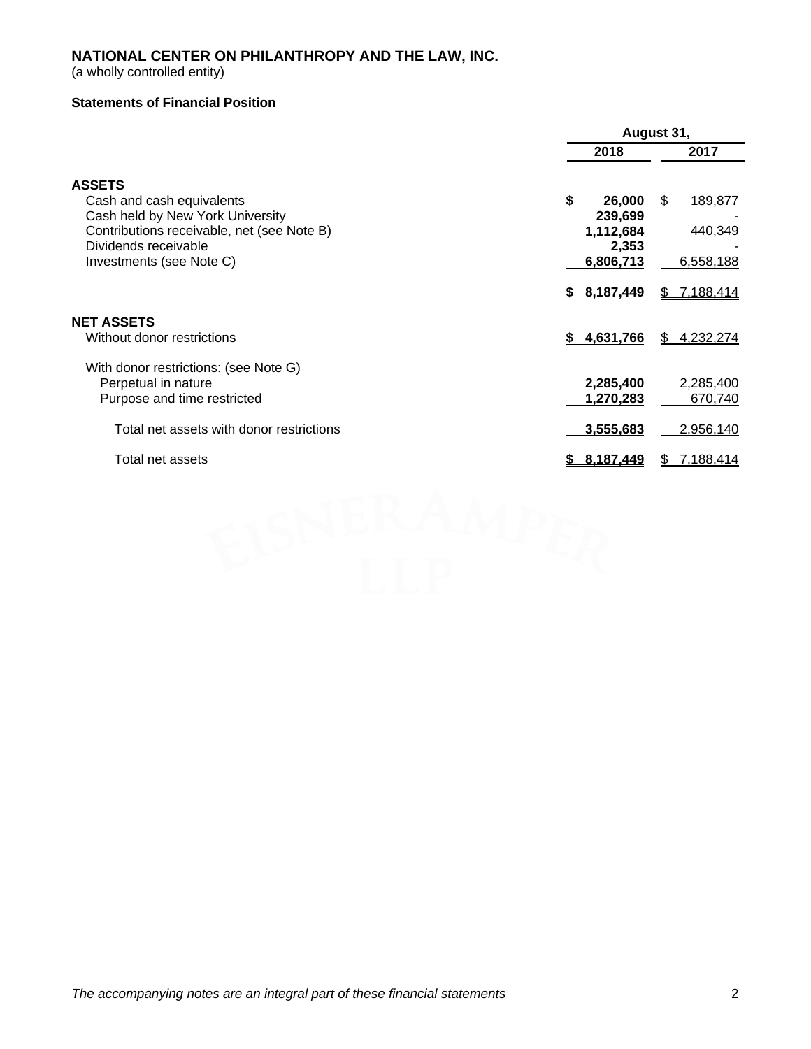# NATIONAL CENTER ON PHILANTHROPY AND THE LAW, INC.

(a wholly controlled entity)

### Statements of Financial Position

| | August 31, | |
|---|---|---|
| | **2018** | **2017** |
| **ASSETS** | | |
| Cash and cash equivalents | **$ 26,000** | $ 189,877 |
| Cash held by New York University | **239,699** | - |
| Contributions receivable, net (see Note B) | **1,112,684** | 440,349 |
| Dividends receivable | **2,353** | - |
| Investments (see Note C) | **6,806,713** | 6,558,188 |
| | **$ 8,187,449** | $ 7,188,414 |
| **NET ASSETS** | | |
| Without donor restrictions | **$ 4,631,766** | $ 4,232,274 |
| With donor restrictions: (see Note G) | | |
| Perpetual in nature | **2,285,400** | 2,285,400 |
| Purpose and time restricted | **1,270,283** | 670,740 |
| Total net assets with donor restrictions | **3,555,683** | 2,956,140 |
| Total net assets | **$ 8,187,449** | $ 7,188,414 |

*The accompanying notes are an integral part of these financial statements*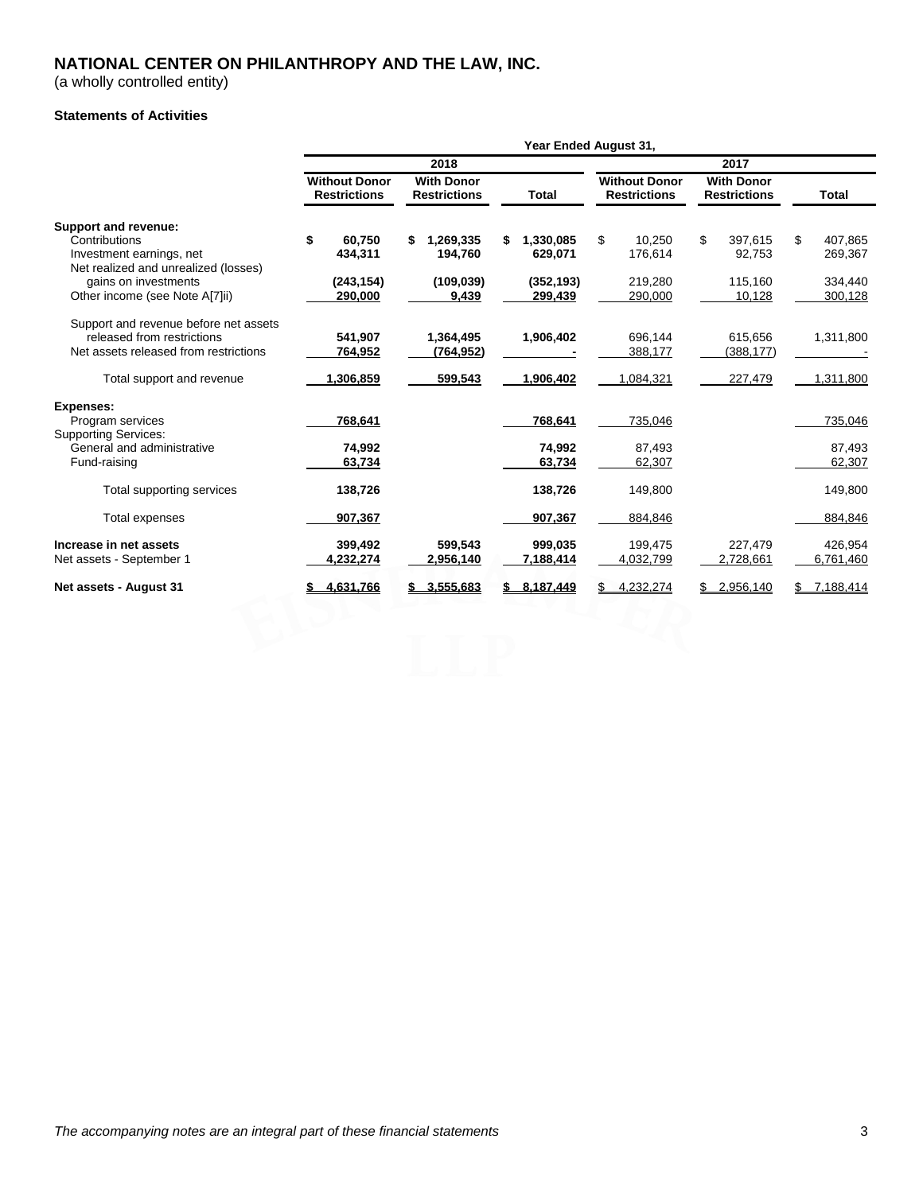# NATIONAL CENTER ON PHILANTHROPY AND THE LAW, INC.

(a wholly controlled entity)

**Statements of Activities**

| | Year Ended August 31, | | | | | |
|---|---|---|---|---|---|---|
| | 2018 | | | 2017 | | |
| | **Without Donor Restrictions** | **With Donor Restrictions** | **Total** | **Without Donor Restrictions** | **With Donor Restrictions** | **Total** |
| **Support and revenue:** | | | | | | |
| Contributions | $ 60,750 | $ 1,269,335 | $ 1,330,085 | $ 10,250 | $ 397,615 | $ 407,865 |
| Investment earnings, net | 434,311 | 194,760 | 629,071 | 176,614 | 92,753 | 269,367 |
| Net realized and unrealized (losses) gains on investments | (243,154) | (109,039) | (352,193) | 219,280 | 115,160 | 334,440 |
| Other income (see Note A[7]ii) | 290,000 | 9,439 | 299,439 | 290,000 | 10,128 | 300,128 |
| Support and revenue before net assets released from restrictions | 541,907 | 1,364,495 | 1,906,402 | 696,144 | 615,656 | 1,311,800 |
| Net assets released from restrictions | 764,952 | (764,952) | - | 388,177 | (388,177) | - |
| Total support and revenue | 1,306,859 | 599,543 | 1,906,402 | 1,084,321 | 227,479 | 1,311,800 |
| **Expenses:** | | | | | | |
| Program services | 768,641 | | 768,641 | 735,046 | | 735,046 |
| Supporting Services: | | | | | | |
| General and administrative | 74,992 | | 74,992 | 87,493 | | 87,493 |
| Fund-raising | 63,734 | | 63,734 | 62,307 | | 62,307 |
| Total supporting services | 138,726 | | 138,726 | 149,800 | | 149,800 |
| Total expenses | 907,367 | | 907,367 | 884,846 | | 884,846 |
| **Increase in net assets** | 399,492 | 599,543 | 999,035 | 199,475 | 227,479 | 426,954 |
| Net assets - September 1 | 4,232,274 | 2,956,140 | 7,188,414 | 4,032,799 | 2,728,661 | 6,761,460 |
| **Net assets - August 31** | $ 4,631,766 | $ 3,555,683 | $ 8,187,449 | $ 4,232,274 | $ 2,956,140 | $ 7,188,414 |

*The accompanying notes are an integral part of these financial statements*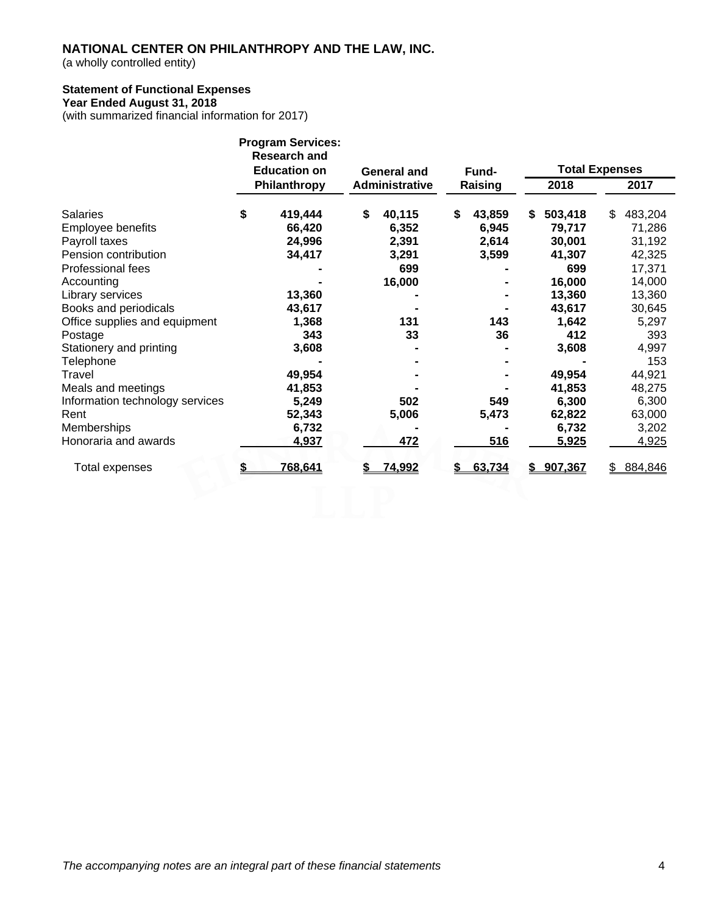**NATIONAL CENTER ON PHILANTHROPY AND THE LAW, INC.**
(a wholly controlled entity)

**Statement of Functional Expenses**
**Year Ended August 31, 2018**
(with summarized financial information for 2017)

| | Program Services: Research and Education on Philanthropy | General and Administrative | Fund-Raising | Total Expenses 2018 | Total Expenses 2017 |
|---|---|---|---|---|---|
| Salaries | $ 419,444 | $ 40,115 | $ 43,859 | $ 503,418 | $ 483,204 |
| Employee benefits | 66,420 | 6,352 | 6,945 | 79,717 | 71,286 |
| Payroll taxes | 24,996 | 2,391 | 2,614 | 30,001 | 31,192 |
| Pension contribution | 34,417 | 3,291 | 3,599 | 41,307 | 42,325 |
| Professional fees | - | 699 | - | 699 | 17,371 |
| Accounting | - | 16,000 | - | 16,000 | 14,000 |
| Library services | 13,360 | - | - | 13,360 | 13,360 |
| Books and periodicals | 43,617 | - | - | 43,617 | 30,645 |
| Office supplies and equipment | 1,368 | 131 | 143 | 1,642 | 5,297 |
| Postage | 343 | 33 | 36 | 412 | 393 |
| Stationery and printing | 3,608 | - | - | 3,608 | 4,997 |
| Telephone | - | - | - | - | 153 |
| Travel | 49,954 | - | - | 49,954 | 44,921 |
| Meals and meetings | 41,853 | - | - | 41,853 | 48,275 |
| Information technology services | 5,249 | 502 | 549 | 6,300 | 6,300 |
| Rent | 52,343 | 5,006 | 5,473 | 62,822 | 63,000 |
| Memberships | 6,732 | - | - | 6,732 | 3,202 |
| Honoraria and awards | 4,937 | 472 | 516 | 5,925 | 4,925 |
| Total expenses | $ 768,641 | $ 74,992 | $ 63,734 | $ 907,367 | $ 884,846 |

*The accompanying notes are an integral part of these financial statements*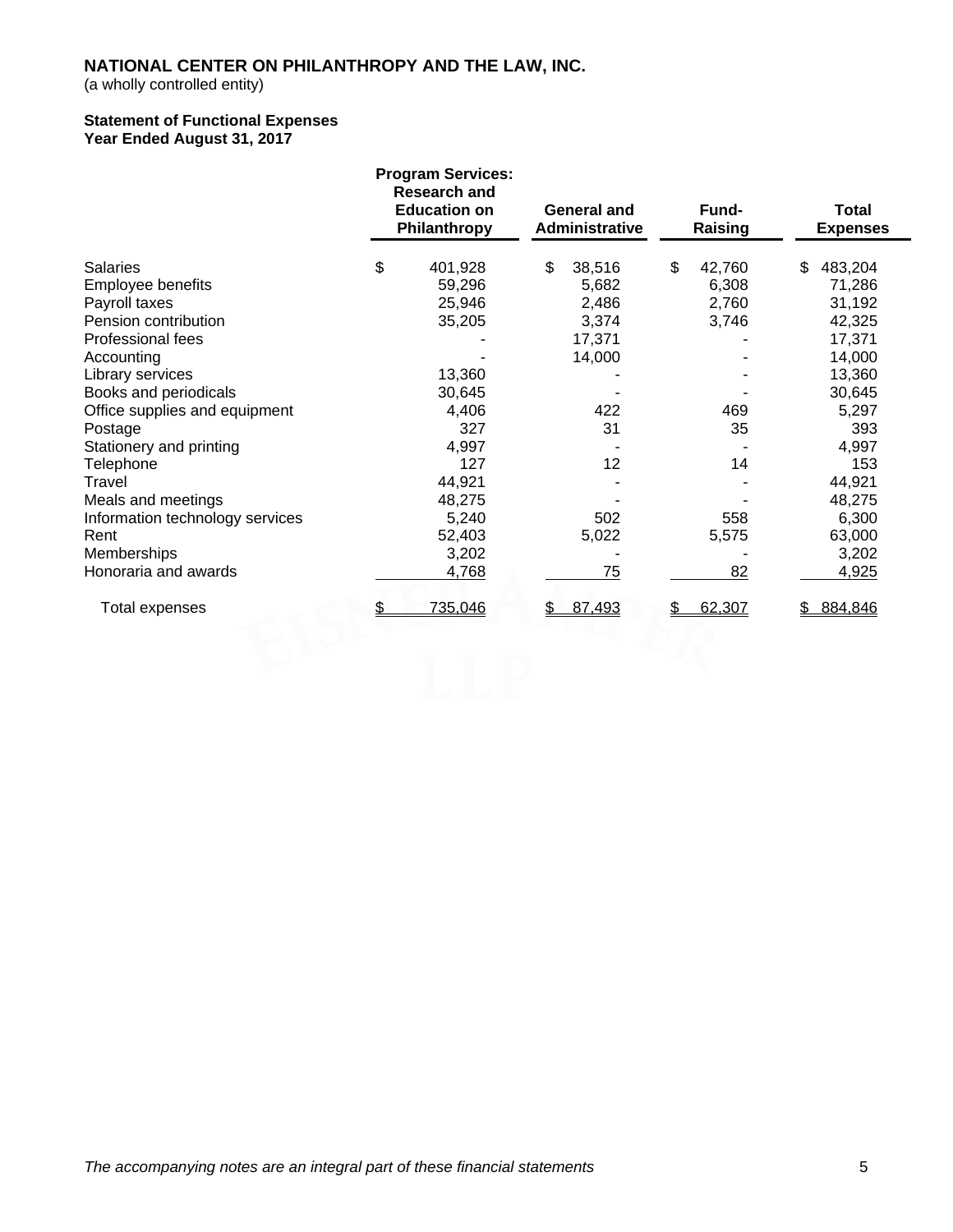# NATIONAL CENTER ON PHILANTHROPY AND THE LAW, INC.

(a wholly controlled entity)

**Statement of Functional Expenses**
**Year Ended August 31, 2017**

| | Program Services: Research and Education on Philanthropy | General and Administrative | Fund-Raising | Total Expenses |
|---|---|---|---|---|
| Salaries | $ 401,928 | $ 38,516 | $ 42,760 | $ 483,204 |
| Employee benefits | 59,296 | 5,682 | 6,308 | 71,286 |
| Payroll taxes | 25,946 | 2,486 | 2,760 | 31,192 |
| Pension contribution | 35,205 | 3,374 | 3,746 | 42,325 |
| Professional fees | - | 17,371 | - | 17,371 |
| Accounting | - | 14,000 | - | 14,000 |
| Library services | 13,360 | - | - | 13,360 |
| Books and periodicals | 30,645 | - | - | 30,645 |
| Office supplies and equipment | 4,406 | 422 | 469 | 5,297 |
| Postage | 327 | 31 | 35 | 393 |
| Stationery and printing | 4,997 | - | - | 4,997 |
| Telephone | 127 | 12 | 14 | 153 |
| Travel | 44,921 | - | - | 44,921 |
| Meals and meetings | 48,275 | - | - | 48,275 |
| Information technology services | 5,240 | 502 | 558 | 6,300 |
| Rent | 52,403 | 5,022 | 5,575 | 63,000 |
| Memberships | 3,202 | - | - | 3,202 |
| Honoraria and awards | 4,768 | 75 | 82 | 4,925 |
| Total expenses | $ 735,046 | $ 87,493 | $ 62,307 | $ 884,846 |

*The accompanying notes are an integral part of these financial statements*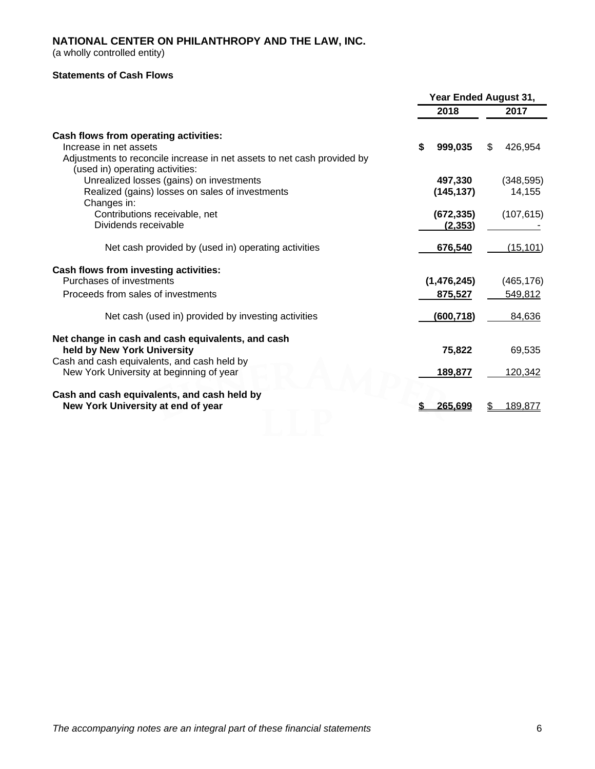**NATIONAL CENTER ON PHILANTHROPY AND THE LAW, INC.**
(a wholly controlled entity)

**Statements of Cash Flows**

| | Year Ended August 31, | |
|---|---|---|
| | **2018** | **2017** |
| **Cash flows from operating activities:** | | |
| Increase in net assets | **$ 999,035** | $ 426,954 |
| Adjustments to reconcile increase in net assets to net cash provided by (used in) operating activities: | | |
| Unrealized losses (gains) on investments | **497,330** | (348,595) |
| Realized (gains) losses on sales of investments | **(145,137)** | 14,155 |
| Changes in: | | |
| Contributions receivable, net | **(672,335)** | (107,615) |
| Dividends receivable | **(2,353)** | - |
| Net cash provided by (used in) operating activities | **676,540** | (15,101) |
| **Cash flows from investing activities:** | | |
| Purchases of investments | **(1,476,245)** | (465,176) |
| Proceeds from sales of investments | **875,527** | 549,812 |
| Net cash (used in) provided by investing activities | **(600,718)** | 84,636 |
| **Net change in cash and cash equivalents, and cash held by New York University** | **75,822** | 69,535 |
| Cash and cash equivalents, and cash held by New York University at beginning of year | **189,877** | 120,342 |
| **Cash and cash equivalents, and cash held by New York University at end of year** | **$ 265,699** | $ 189,877 |

*The accompanying notes are an integral part of these financial statements*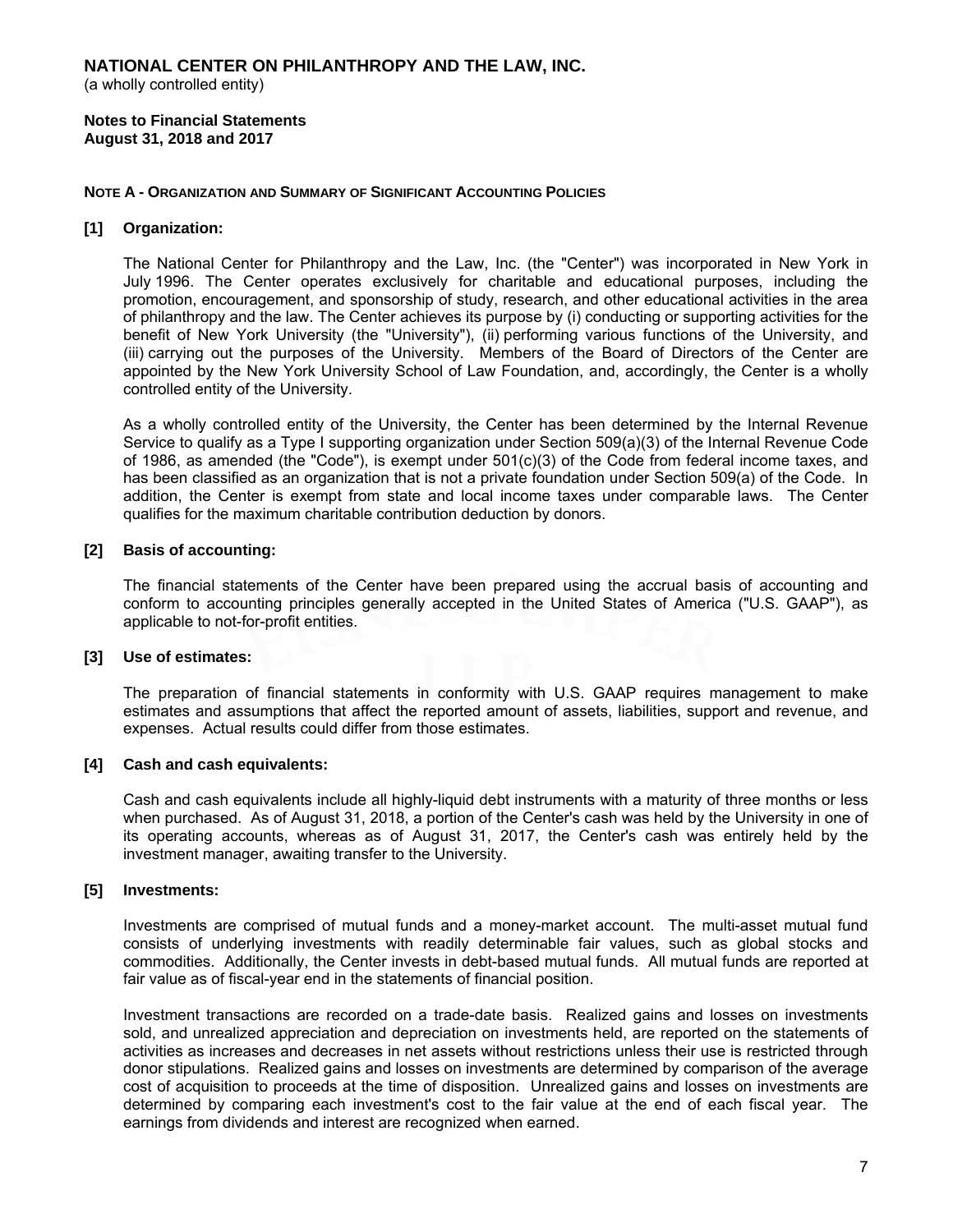**NATIONAL CENTER ON PHILANTHROPY AND THE LAW, INC.**
(a wholly controlled entity)

**Notes to Financial Statements**
**August 31, 2018 and 2017**

**NOTE A - ORGANIZATION AND SUMMARY OF SIGNIFICANT ACCOUNTING POLICIES**

**[1] Organization:**

The National Center for Philanthropy and the Law, Inc. (the "Center") was incorporated in New York in July 1996. The Center operates exclusively for charitable and educational purposes, including the promotion, encouragement, and sponsorship of study, research, and other educational activities in the area of philanthropy and the law. The Center achieves its purpose by (i) conducting or supporting activities for the benefit of New York University (the "University"), (ii) performing various functions of the University, and (iii) carrying out the purposes of the University. Members of the Board of Directors of the Center are appointed by the New York University School of Law Foundation, and, accordingly, the Center is a wholly controlled entity of the University.

As a wholly controlled entity of the University, the Center has been determined by the Internal Revenue Service to qualify as a Type I supporting organization under Section 509(a)(3) of the Internal Revenue Code of 1986, as amended (the "Code"), is exempt under 501(c)(3) of the Code from federal income taxes, and has been classified as an organization that is not a private foundation under Section 509(a) of the Code. In addition, the Center is exempt from state and local income taxes under comparable laws. The Center qualifies for the maximum charitable contribution deduction by donors.

**[2] Basis of accounting:**

The financial statements of the Center have been prepared using the accrual basis of accounting and conform to accounting principles generally accepted in the United States of America ("U.S. GAAP"), as applicable to not-for-profit entities.

**[3] Use of estimates:**

The preparation of financial statements in conformity with U.S. GAAP requires management to make estimates and assumptions that affect the reported amount of assets, liabilities, support and revenue, and expenses. Actual results could differ from those estimates.

**[4] Cash and cash equivalents:**

Cash and cash equivalents include all highly-liquid debt instruments with a maturity of three months or less when purchased. As of August 31, 2018, a portion of the Center's cash was held by the University in one of its operating accounts, whereas as of August 31, 2017, the Center's cash was entirely held by the investment manager, awaiting transfer to the University.

**[5] Investments:**

Investments are comprised of mutual funds and a money-market account. The multi-asset mutual fund consists of underlying investments with readily determinable fair values, such as global stocks and commodities. Additionally, the Center invests in debt-based mutual funds. All mutual funds are reported at fair value as of fiscal-year end in the statements of financial position.

Investment transactions are recorded on a trade-date basis. Realized gains and losses on investments sold, and unrealized appreciation and depreciation on investments held, are reported on the statements of activities as increases and decreases in net assets without restrictions unless their use is restricted through donor stipulations. Realized gains and losses on investments are determined by comparison of the average cost of acquisition to proceeds at the time of disposition. Unrealized gains and losses on investments are determined by comparing each investment's cost to the fair value at the end of each fiscal year. The earnings from dividends and interest are recognized when earned.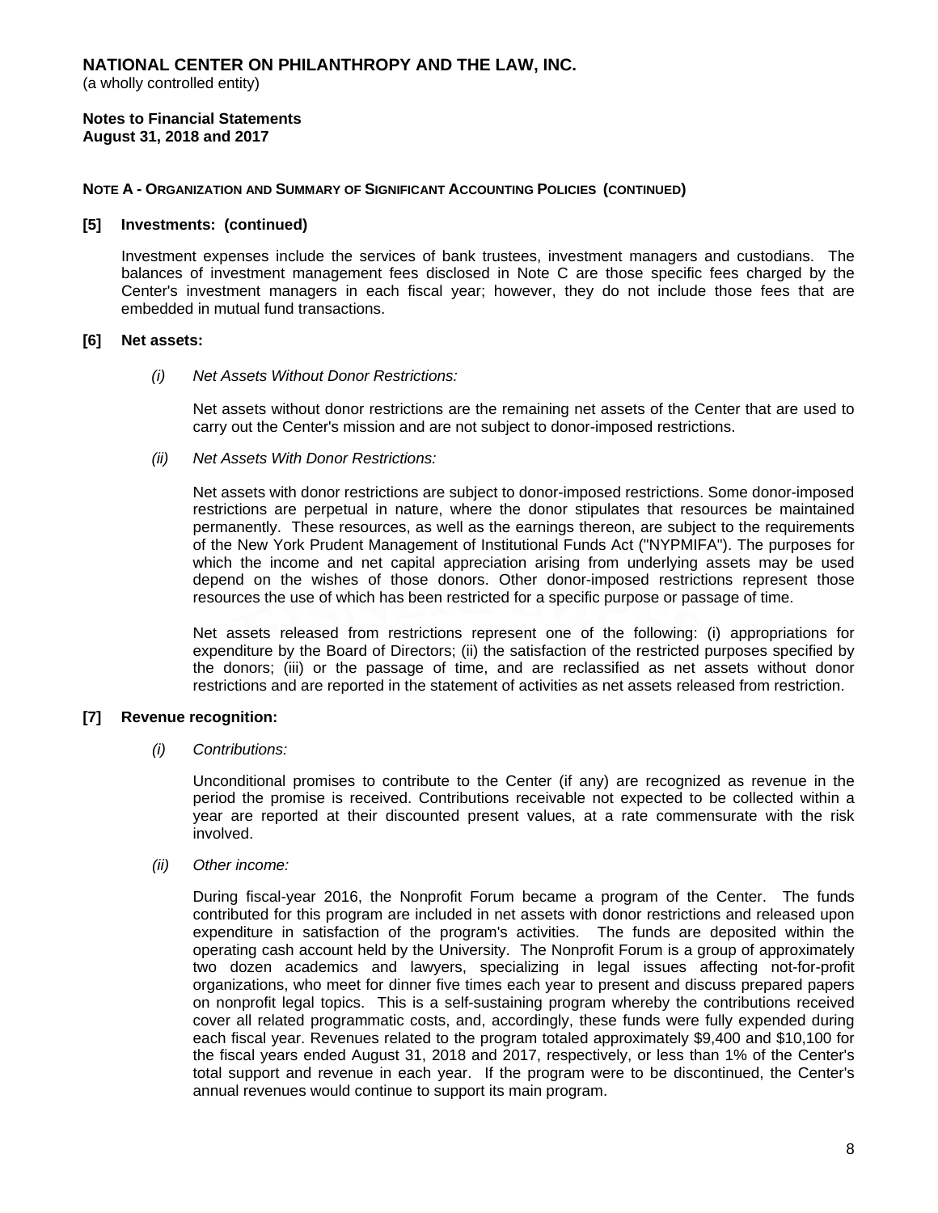# NATIONAL CENTER ON PHILANTHROPY AND THE LAW, INC.

(a wholly controlled entity)

**Notes to Financial Statements**
**August 31, 2018 and 2017**

**NOTE A - ORGANIZATION AND SUMMARY OF SIGNIFICANT ACCOUNTING POLICIES (CONTINUED)**

**[5] Investments: (continued)**

Investment expenses include the services of bank trustees, investment managers and custodians. The balances of investment management fees disclosed in Note C are those specific fees charged by the Center's investment managers in each fiscal year; however, they do not include those fees that are embedded in mutual fund transactions.

**[6] Net assets:**

*(i) Net Assets Without Donor Restrictions:*

Net assets without donor restrictions are the remaining net assets of the Center that are used to carry out the Center's mission and are not subject to donor-imposed restrictions.

*(ii) Net Assets With Donor Restrictions:*

Net assets with donor restrictions are subject to donor-imposed restrictions. Some donor-imposed restrictions are perpetual in nature, where the donor stipulates that resources be maintained permanently. These resources, as well as the earnings thereon, are subject to the requirements of the New York Prudent Management of Institutional Funds Act ("NYPMIFA"). The purposes for which the income and net capital appreciation arising from underlying assets may be used depend on the wishes of those donors. Other donor-imposed restrictions represent those resources the use of which has been restricted for a specific purpose or passage of time.

Net assets released from restrictions represent one of the following: (i) appropriations for expenditure by the Board of Directors; (ii) the satisfaction of the restricted purposes specified by the donors; (iii) or the passage of time, and are reclassified as net assets without donor restrictions and are reported in the statement of activities as net assets released from restriction.

**[7] Revenue recognition:**

*(i) Contributions:*

Unconditional promises to contribute to the Center (if any) are recognized as revenue in the period the promise is received. Contributions receivable not expected to be collected within a year are reported at their discounted present values, at a rate commensurate with the risk involved.

*(ii) Other income:*

During fiscal-year 2016, the Nonprofit Forum became a program of the Center. The funds contributed for this program are included in net assets with donor restrictions and released upon expenditure in satisfaction of the program's activities. The funds are deposited within the operating cash account held by the University. The Nonprofit Forum is a group of approximately two dozen academics and lawyers, specializing in legal issues affecting not-for-profit organizations, who meet for dinner five times each year to present and discuss prepared papers on nonprofit legal topics. This is a self-sustaining program whereby the contributions received cover all related programmatic costs, and, accordingly, these funds were fully expended during each fiscal year. Revenues related to the program totaled approximately $9,400 and $10,100 for the fiscal years ended August 31, 2018 and 2017, respectively, or less than 1% of the Center's total support and revenue in each year. If the program were to be discontinued, the Center's annual revenues would continue to support its main program.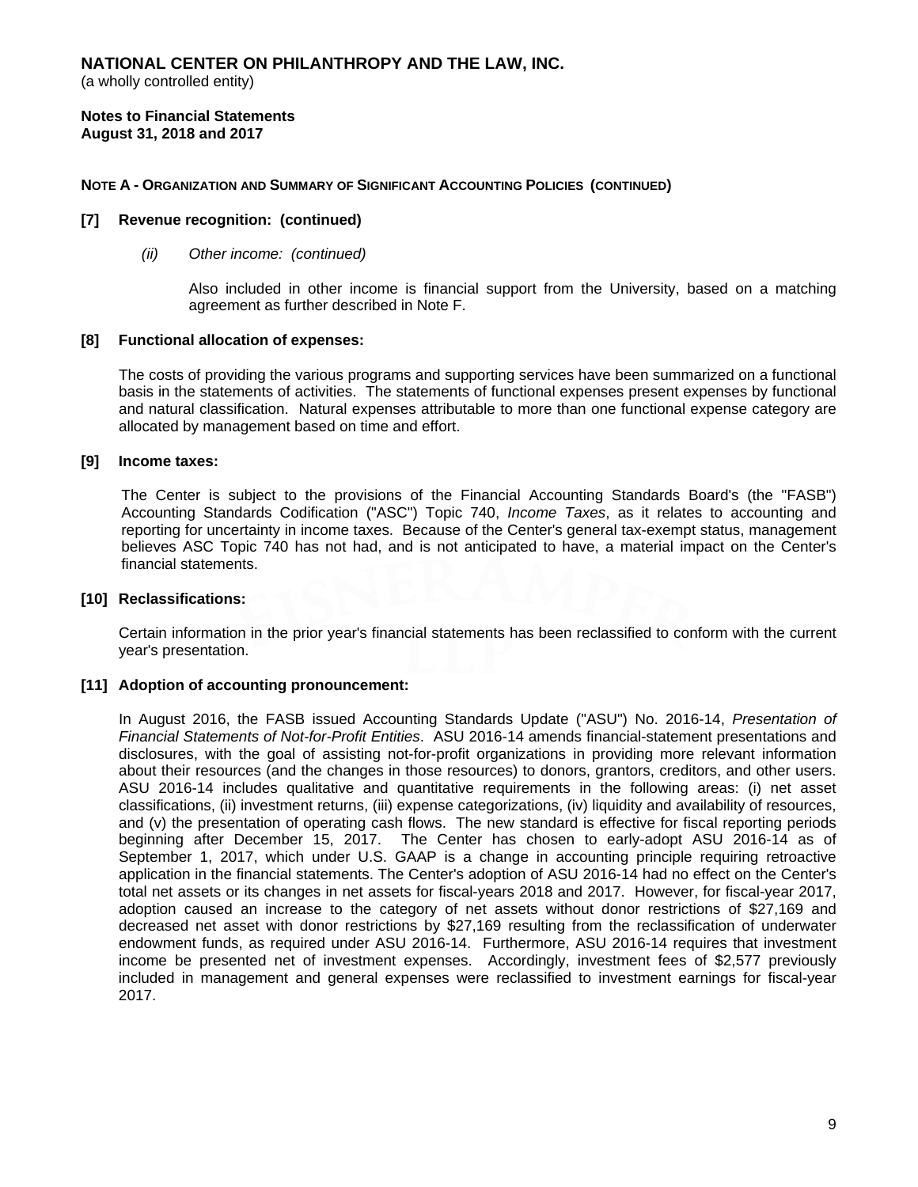**NATIONAL CENTER ON PHILANTHROPY AND THE LAW, INC.**
(a wholly controlled entity)

**Notes to Financial Statements**
**August 31, 2018 and 2017**

**NOTE A - ORGANIZATION AND SUMMARY OF SIGNIFICANT ACCOUNTING POLICIES (CONTINUED)**

**[7] Revenue recognition: (continued)**

*(ii) Other income: (continued)*

Also included in other income is financial support from the University, based on a matching agreement as further described in Note F.

**[8] Functional allocation of expenses:**

The costs of providing the various programs and supporting services have been summarized on a functional basis in the statements of activities. The statements of functional expenses present expenses by functional and natural classification. Natural expenses attributable to more than one functional expense category are allocated by management based on time and effort.

**[9] Income taxes:**

The Center is subject to the provisions of the Financial Accounting Standards Board's (the "FASB") Accounting Standards Codification ("ASC") Topic 740, *Income Taxes*, as it relates to accounting and reporting for uncertainty in income taxes. Because of the Center's general tax-exempt status, management believes ASC Topic 740 has not had, and is not anticipated to have, a material impact on the Center's financial statements.

**[10] Reclassifications:**

Certain information in the prior year's financial statements has been reclassified to conform with the current year's presentation.

**[11] Adoption of accounting pronouncement:**

In August 2016, the FASB issued Accounting Standards Update ("ASU") No. 2016-14, *Presentation of Financial Statements of Not-for-Profit Entities*. ASU 2016-14 amends financial-statement presentations and disclosures, with the goal of assisting not-for-profit organizations in providing more relevant information about their resources (and the changes in those resources) to donors, grantors, creditors, and other users. ASU 2016-14 includes qualitative and quantitative requirements in the following areas: (i) net asset classifications, (ii) investment returns, (iii) expense categorizations, (iv) liquidity and availability of resources, and (v) the presentation of operating cash flows. The new standard is effective for fiscal reporting periods beginning after December 15, 2017. The Center has chosen to early-adopt ASU 2016-14 as of September 1, 2017, which under U.S. GAAP is a change in accounting principle requiring retroactive application in the financial statements. The Center's adoption of ASU 2016-14 had no effect on the Center's total net assets or its changes in net assets for fiscal-years 2018 and 2017. However, for fiscal-year 2017, adoption caused an increase to the category of net assets without donor restrictions of $27,169 and decreased net asset with donor restrictions by $27,169 resulting from the reclassification of underwater endowment funds, as required under ASU 2016-14. Furthermore, ASU 2016-14 requires that investment income be presented net of investment expenses. Accordingly, investment fees of $2,577 previously included in management and general expenses were reclassified to investment earnings for fiscal-year 2017.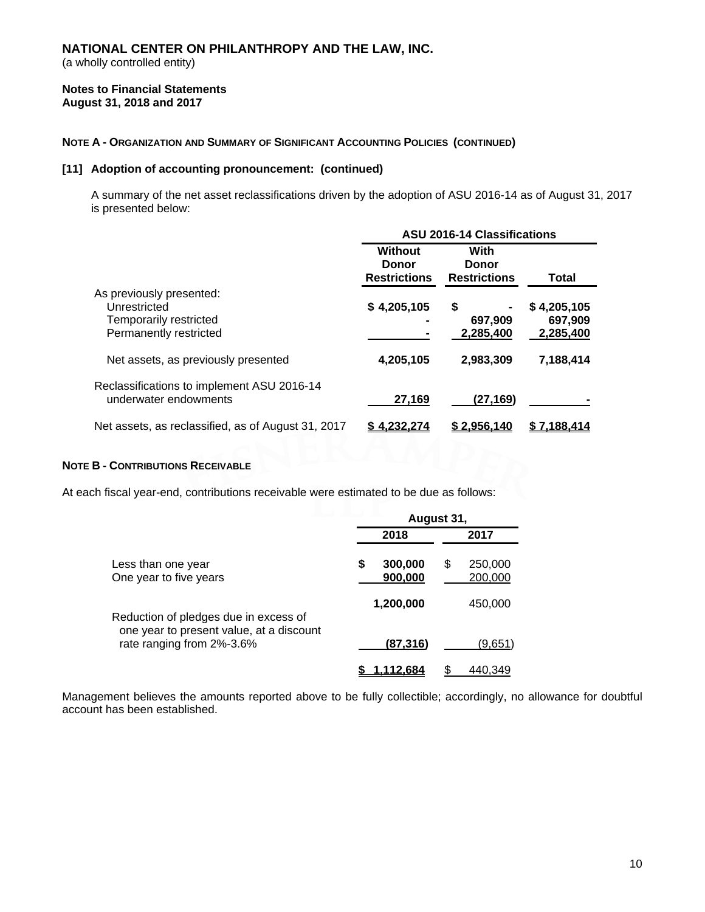# NATIONAL CENTER ON PHILANTHROPY AND THE LAW, INC.
(a wholly controlled entity)

**Notes to Financial Statements**
**August 31, 2018 and 2017**

**NOTE A - ORGANIZATION AND SUMMARY OF SIGNIFICANT ACCOUNTING POLICIES (CONTINUED)**

**[11] Adoption of accounting pronouncement: (continued)**

A summary of the net asset reclassifications driven by the adoption of ASU 2016-14 as of August 31, 2017 is presented below:

| | ASU 2016-14 Classifications | | |
|---|---|---|---|
| | Without Donor Restrictions | With Donor Restrictions | Total |
| As previously presented: | | | |
| Unrestricted | $ 4,205,105 | $ - | $ 4,205,105 |
| Temporarily restricted | - | 697,909 | 697,909 |
| Permanently restricted | - | 2,285,400 | 2,285,400 |
| Net assets, as previously presented | 4,205,105 | 2,983,309 | 7,188,414 |
| Reclassifications to implement ASU 2016-14 underwater endowments | 27,169 | (27,169) | - |
| Net assets, as reclassified, as of August 31, 2017 | $ 4,232,274 | $ 2,956,140 | $ 7,188,414 |

**NOTE B - CONTRIBUTIONS RECEIVABLE**

At each fiscal year-end, contributions receivable were estimated to be due as follows:

| | August 31, | |
|---|---|---|
| | 2018 | 2017 |
| Less than one year | $ 300,000 | $ 250,000 |
| One year to five years | 900,000 | 200,000 |
| | 1,200,000 | 450,000 |
| Reduction of pledges due in excess of one year to present value, at a discount rate ranging from 2%-3.6% | (87,316) | (9,651) |
| | $ 1,112,684 | $ 440,349 |

Management believes the amounts reported above to be fully collectible; accordingly, no allowance for doubtful account has been established.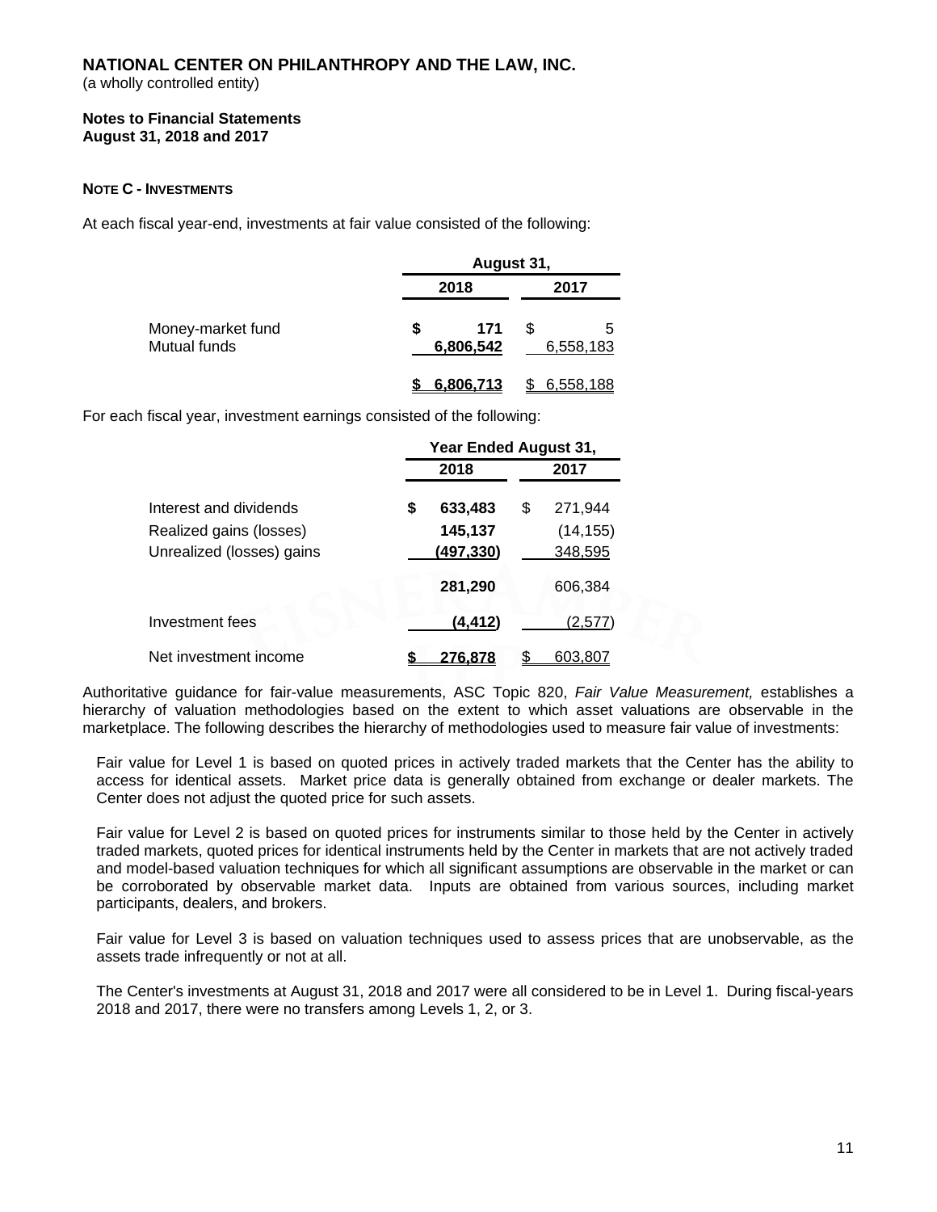**NATIONAL CENTER ON PHILANTHROPY AND THE LAW, INC.**
(a wholly controlled entity)

**Notes to Financial Statements**
**August 31, 2018 and 2017**

**NOTE C - INVESTMENTS**

At each fiscal year-end, investments at fair value consisted of the following:

| | August 31, 2018 | August 31, 2017 |
|---|---|---|
| Money-market fund | $ 171 | $ 5 |
| Mutual funds | 6,806,542 | 6,558,183 |
| | $ 6,806,713 | $ 6,558,188 |

For each fiscal year, investment earnings consisted of the following:

| | Year Ended August 31, 2018 | Year Ended August 31, 2017 |
|---|---|---|
| Interest and dividends | $ 633,483 | $ 271,944 |
| Realized gains (losses) | 145,137 | (14,155) |
| Unrealized (losses) gains | (497,330) | 348,595 |
| | 281,290 | 606,384 |
| Investment fees | (4,412) | (2,577) |
| Net investment income | $ 276,878 | $ 603,807 |

Authoritative guidance for fair-value measurements, ASC Topic 820, *Fair Value Measurement,* establishes a hierarchy of valuation methodologies based on the extent to which asset valuations are observable in the marketplace. The following describes the hierarchy of methodologies used to measure fair value of investments:

Fair value for Level 1 is based on quoted prices in actively traded markets that the Center has the ability to access for identical assets. Market price data is generally obtained from exchange or dealer markets. The Center does not adjust the quoted price for such assets.

Fair value for Level 2 is based on quoted prices for instruments similar to those held by the Center in actively traded markets, quoted prices for identical instruments held by the Center in markets that are not actively traded and model-based valuation techniques for which all significant assumptions are observable in the market or can be corroborated by observable market data. Inputs are obtained from various sources, including market participants, dealers, and brokers.

Fair value for Level 3 is based on valuation techniques used to assess prices that are unobservable, as the assets trade infrequently or not at all.

The Center's investments at August 31, 2018 and 2017 were all considered to be in Level 1. During fiscal-years 2018 and 2017, there were no transfers among Levels 1, 2, or 3.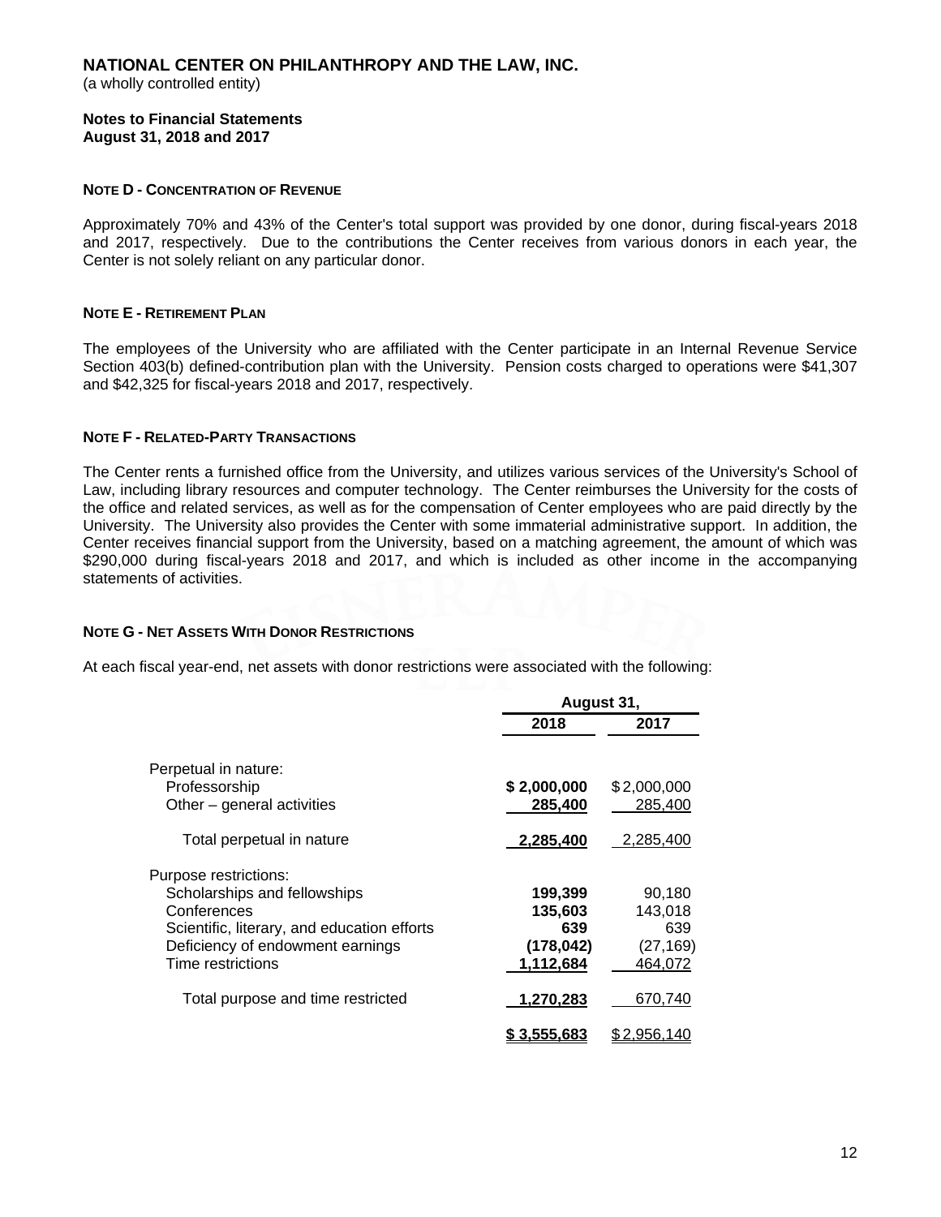**NATIONAL CENTER ON PHILANTHROPY AND THE LAW, INC.**
(a wholly controlled entity)

**Notes to Financial Statements**
**August 31, 2018 and 2017**

#### NOTE D - CONCENTRATION OF REVENUE

Approximately 70% and 43% of the Center's total support was provided by one donor, during fiscal-years 2018 and 2017, respectively. Due to the contributions the Center receives from various donors in each year, the Center is not solely reliant on any particular donor.

#### NOTE E - RETIREMENT PLAN

The employees of the University who are affiliated with the Center participate in an Internal Revenue Service Section 403(b) defined-contribution plan with the University. Pension costs charged to operations were $41,307 and $42,325 for fiscal-years 2018 and 2017, respectively.

#### NOTE F - RELATED-PARTY TRANSACTIONS

The Center rents a furnished office from the University, and utilizes various services of the University's School of Law, including library resources and computer technology. The Center reimburses the University for the costs of the office and related services, as well as for the compensation of Center employees who are paid directly by the University. The University also provides the Center with some immaterial administrative support. In addition, the Center receives financial support from the University, based on a matching agreement, the amount of which was $290,000 during fiscal-years 2018 and 2017, and which is included as other income in the accompanying statements of activities.

#### NOTE G - NET ASSETS WITH DONOR RESTRICTIONS

At each fiscal year-end, net assets with donor restrictions were associated with the following:

| | August 31, | |
|---|---|---|
| | **2018** | **2017** |
| Perpetual in nature: | | |
| Professorship | **$ 2,000,000** | $ 2,000,000 |
| Other – general activities | **285,400** | 285,400 |
| Total perpetual in nature | **2,285,400** | 2,285,400 |
| Purpose restrictions: | | |
| Scholarships and fellowships | **199,399** | 90,180 |
| Conferences | **135,603** | 143,018 |
| Scientific, literary, and education efforts | **639** | 639 |
| Deficiency of endowment earnings | **(178,042)** | (27,169) |
| Time restrictions | **1,112,684** | 464,072 |
| Total purpose and time restricted | **1,270,283** | 670,740 |
| | **$ 3,555,683** | $ 2,956,140 |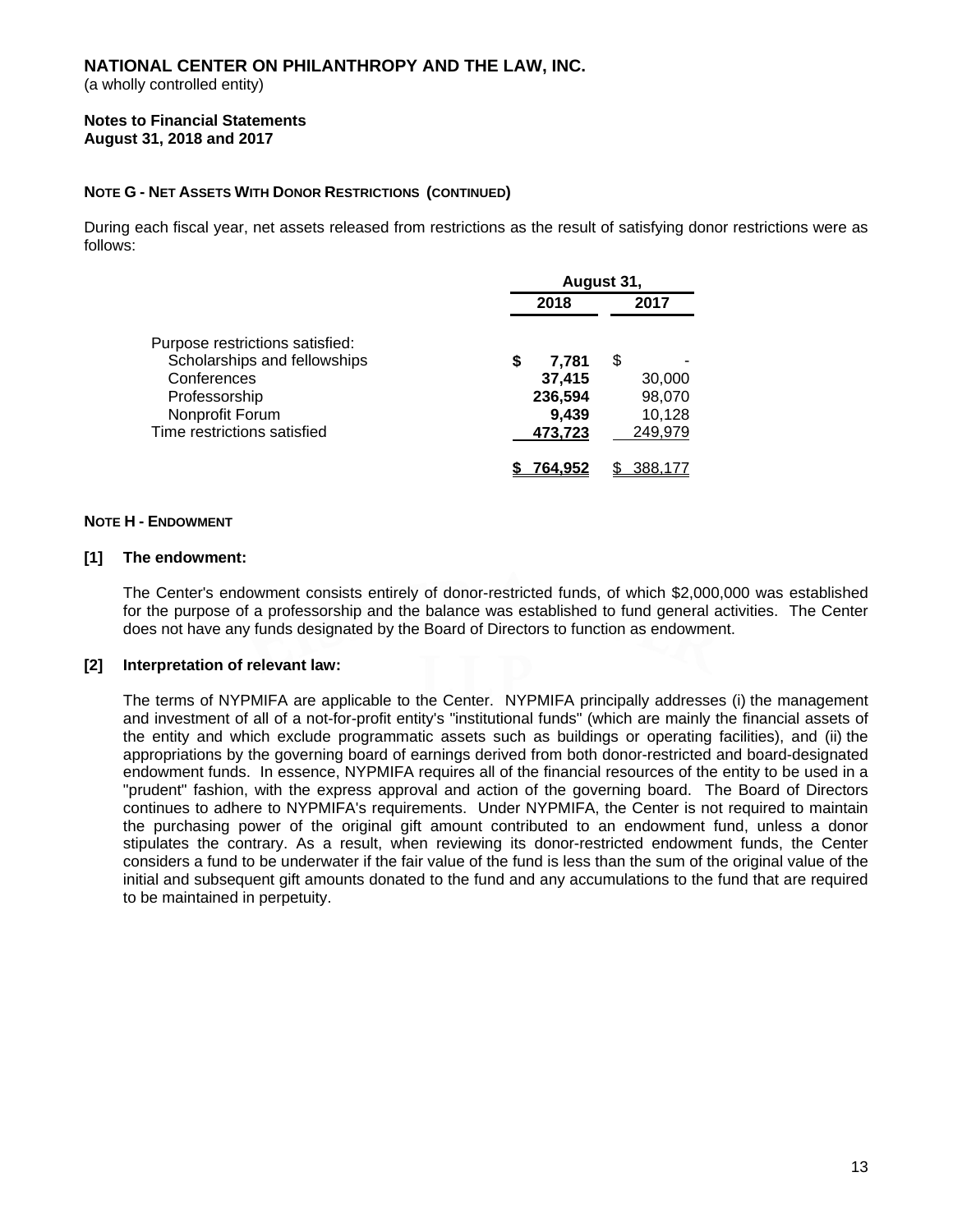**NATIONAL CENTER ON PHILANTHROPY AND THE LAW, INC.**
(a wholly controlled entity)

**Notes to Financial Statements**
**August 31, 2018 and 2017**

**NOTE G - NET ASSETS WITH DONOR RESTRICTIONS (CONTINUED)**

During each fiscal year, net assets released from restrictions as the result of satisfying donor restrictions were as follows:

| | August 31, 2018 | August 31, 2017 |
|---|---|---|
| Purpose restrictions satisfied: | | |
| Scholarships and fellowships | **$ 7,781** | $ - |
| Conferences | **37,415** | 30,000 |
| Professorship | **236,594** | 98,070 |
| Nonprofit Forum | **9,439** | 10,128 |
| Time restrictions satisfied | **473,723** | 249,979 |
| | **$ 764,952** | $ 388,177 |

**NOTE H - ENDOWMENT**

**[1] The endowment:**

The Center's endowment consists entirely of donor-restricted funds, of which $2,000,000 was established for the purpose of a professorship and the balance was established to fund general activities. The Center does not have any funds designated by the Board of Directors to function as endowment.

**[2] Interpretation of relevant law:**

The terms of NYPMIFA are applicable to the Center. NYPMIFA principally addresses (i) the management and investment of all of a not-for-profit entity's "institutional funds" (which are mainly the financial assets of the entity and which exclude programmatic assets such as buildings or operating facilities), and (ii) the appropriations by the governing board of earnings derived from both donor-restricted and board-designated endowment funds. In essence, NYPMIFA requires all of the financial resources of the entity to be used in a "prudent" fashion, with the express approval and action of the governing board. The Board of Directors continues to adhere to NYPMIFA's requirements. Under NYPMIFA, the Center is not required to maintain the purchasing power of the original gift amount contributed to an endowment fund, unless a donor stipulates the contrary. As a result, when reviewing its donor-restricted endowment funds, the Center considers a fund to be underwater if the fair value of the fund is less than the sum of the original value of the initial and subsequent gift amounts donated to the fund and any accumulations to the fund that are required to be maintained in perpetuity.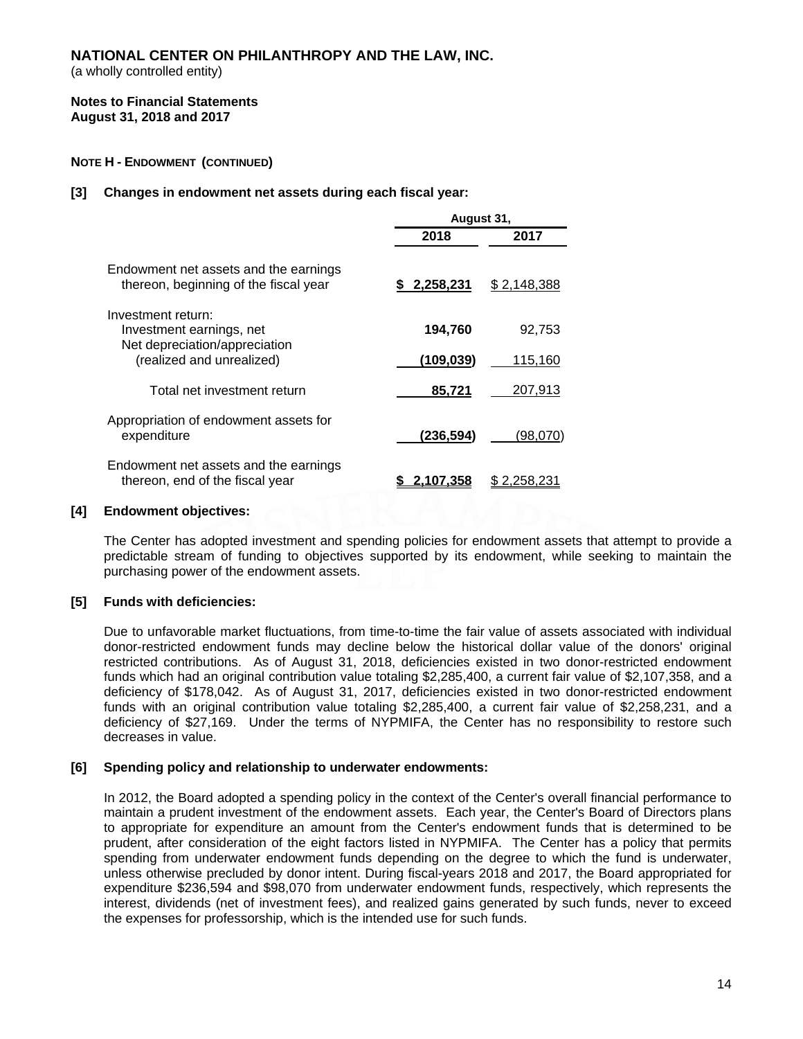**NATIONAL CENTER ON PHILANTHROPY AND THE LAW, INC.**
(a wholly controlled entity)

**Notes to Financial Statements**
**August 31, 2018 and 2017**

**NOTE H - ENDOWMENT (CONTINUED)**

**[3] Changes in endowment net assets during each fiscal year:**

| | August 31, | |
|---|---|---|
| | **2018** | **2017** |
| Endowment net assets and the earnings thereon, beginning of the fiscal year | **$ 2,258,231** | $ 2,148,388 |
| Investment return: | | |
| Investment earnings, net | **194,760** | 92,753 |
| Net depreciation/appreciation (realized and unrealized) | **(109,039)** | 115,160 |
| Total net investment return | **85,721** | 207,913 |
| Appropriation of endowment assets for expenditure | **(236,594)** | (98,070) |
| Endowment net assets and the earnings thereon, end of the fiscal year | **$ 2,107,358** | $ 2,258,231 |

**[4] Endowment objectives:**

The Center has adopted investment and spending policies for endowment assets that attempt to provide a predictable stream of funding to objectives supported by its endowment, while seeking to maintain the purchasing power of the endowment assets.

**[5] Funds with deficiencies:**

Due to unfavorable market fluctuations, from time-to-time the fair value of assets associated with individual donor-restricted endowment funds may decline below the historical dollar value of the donors' original restricted contributions. As of August 31, 2018, deficiencies existed in two donor-restricted endowment funds which had an original contribution value totaling $2,285,400, a current fair value of $2,107,358, and a deficiency of $178,042. As of August 31, 2017, deficiencies existed in two donor-restricted endowment funds with an original contribution value totaling $2,285,400, a current fair value of $2,258,231, and a deficiency of $27,169. Under the terms of NYPMIFA, the Center has no responsibility to restore such decreases in value.

**[6] Spending policy and relationship to underwater endowments:**

In 2012, the Board adopted a spending policy in the context of the Center's overall financial performance to maintain a prudent investment of the endowment assets. Each year, the Center's Board of Directors plans to appropriate for expenditure an amount from the Center's endowment funds that is determined to be prudent, after consideration of the eight factors listed in NYPMIFA. The Center has a policy that permits spending from underwater endowment funds depending on the degree to which the fund is underwater, unless otherwise precluded by donor intent. During fiscal-years 2018 and 2017, the Board appropriated for expenditure $236,594 and $98,070 from underwater endowment funds, respectively, which represents the interest, dividends (net of investment fees), and realized gains generated by such funds, never to exceed the expenses for professorship, which is the intended use for such funds.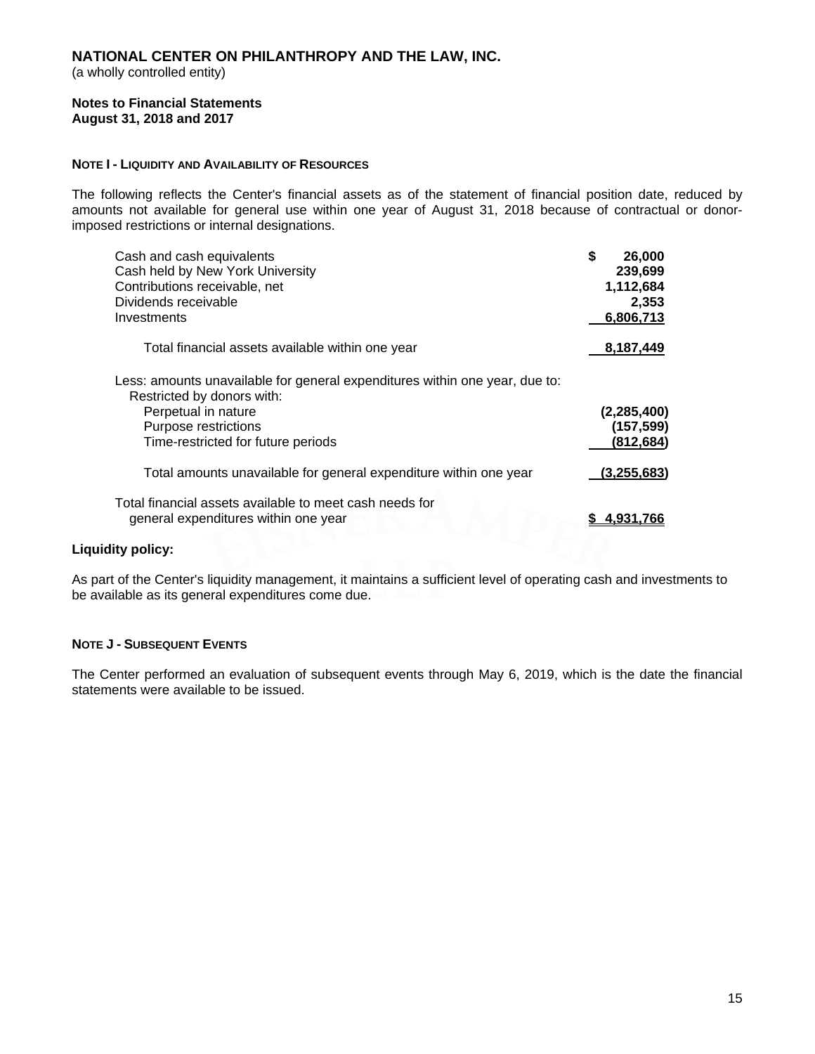**NATIONAL CENTER ON PHILANTHROPY AND THE LAW, INC.**
(a wholly controlled entity)

**Notes to Financial Statements**
**August 31, 2018 and 2017**

**NOTE I - LIQUIDITY AND AVAILABILITY OF RESOURCES**

The following reflects the Center's financial assets as of the statement of financial position date, reduced by amounts not available for general use within one year of August 31, 2018 because of contractual or donor-imposed restrictions or internal designations.

| | |
|---|---|
| Cash and cash equivalents | $ 26,000 |
| Cash held by New York University | 239,699 |
| Contributions receivable, net | 1,112,684 |
| Dividends receivable | 2,353 |
| Investments | 6,806,713 |
| Total financial assets available within one year | 8,187,449 |
| Less: amounts unavailable for general expenditures within one year, due to: | |
| Restricted by donors with: | |
| Perpetual in nature | (2,285,400) |
| Purpose restrictions | (157,599) |
| Time-restricted for future periods | (812,684) |
| Total amounts unavailable for general expenditure within one year | (3,255,683) |
| Total financial assets available to meet cash needs for general expenditures within one year | $ 4,931,766 |

**Liquidity policy:**

As part of the Center's liquidity management, it maintains a sufficient level of operating cash and investments to be available as its general expenditures come due.

**NOTE J - SUBSEQUENT EVENTS**

The Center performed an evaluation of subsequent events through May 6, 2019, which is the date the financial statements were available to be issued.